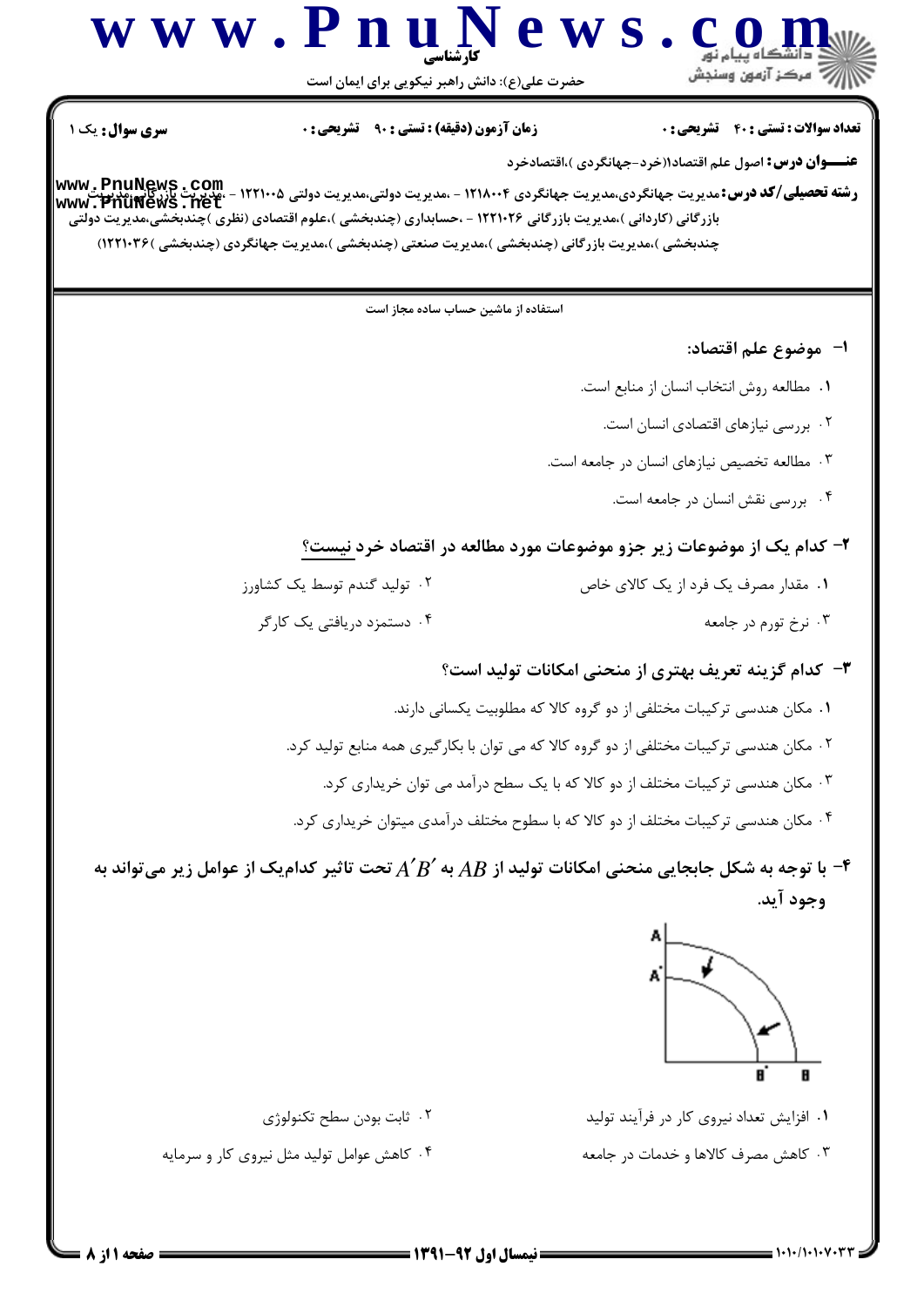**کارشناسی**

حضرت علی(ع): دانش راهبر نیکویی برای ایمان است

**سری سؤال:** یک ۱ | **زمان آزمون (دقیقه) : تستی : ۹۰ تشریحی : ۰** | **تعداد سوالات : تستی : ۴۰ تشریحی : ۰**

**عنـــوان درس:** اصول علم اقتصاد۱(خرد-جهانگردی )،اقتصادخرد

**رشته تحصیلی/کد درس:** مدیریت جهانگردی،مدیریت جهانگردی ۱۲۱۸۰۰۴ - ،مدیریت دولتی،مدیریت دولتی ۱۲۲۱۰۰۵ - ،مدیریت بازرگانی،مدیریت بازرگانی (کاردانی )،مدیریت بازرگانی ۱۲۲۱۰۲۶ - ،حسابداری (چندبخشی )،علوم اقتصادی (نظری )چندبخشی،مدیریت دولتی چندبخشی )،مدیریت بازرگانی (چندبخشی )،مدیریت صنعتی (چندبخشی )،مدیریت جهانگردی (چندبخشی )۱۲۲۱۰۳۶)

استفاده از ماشین حساب ساده مجاز است

۱- موضوع علم اقتصاد:

۱. مطالعه روش انتخاب انسان از منابع است.

۲. بررسی نیازهای اقتصادی انسان است.

۳. مطالعه تخصیص نیازهای انسان در جامعه است.

۴. بررسی نقش انسان در جامعه است.

۲- کدام یک از موضوعات زیر جزو موضوعات مورد مطالعه در اقتصاد خرد نیست؟

۱. مقدار مصرف یک فرد از یک کالای خاص

۲. تولید گندم توسط یک کشاورز

۳. نرخ تورم در جامعه

۴. دستمزد دریافتی یک کارگر

۳- کدام گزینه تعریف بهتری از منحنی امکانات تولید است؟

۱. مکان هندسی ترکیبات مختلفی از دو گروه کالا که مطلوبیت یکسانی دارند.

۲. مکان هندسی ترکیبات مختلفی از دو گروه کالا که می توان با بکارگیری همه منابع تولید کرد.

۳. مکان هندسی ترکیبات مختلف از دو کالا که با یک سطح درآمد می توان خریداری کرد.

۴. مکان هندسی ترکیبات مختلف از دو کالا که با سطوح مختلف درآمدی میتوان خریداری کرد.

۴- با توجه به شکل جابجایی منحنی امکانات تولید از $AB$ به $A'B'$ تحت تاثیر کدام‌یک از عوامل زیر می‌تواند به وجود آید.

۱. افزایش تعداد نیروی کار در فرآیند تولید

۲. ثابت بودن سطح تکنولوژی

۳. کاهش مصرف کالاها و خدمات در جامعه

۴. کاهش عوامل تولید مثل نیروی کار و سرمایه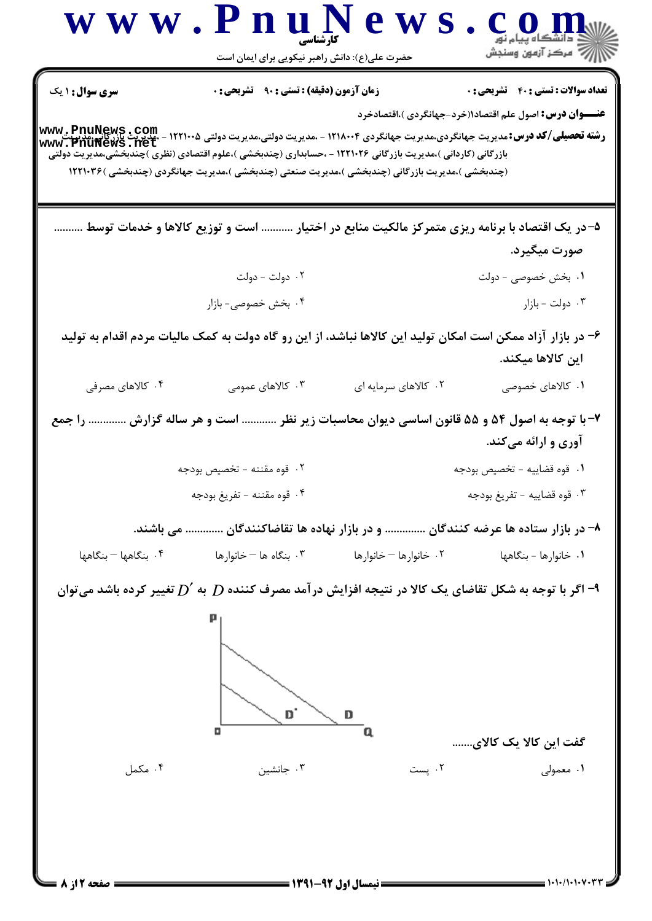**سری سوال:** ۱ یک | **زمان آزمون (دقیقه) : تستی :** ۹۰ **تشریحی :** ۰ | **تعداد سوالات : تستی :** ۴۰ **تشریحی :** ۰

**عنـــوان درس:** اصول علم اقتصاد۱(خرد-جهانگردی )،اقتصادخرد

**رشته تحصیلی/کد درس:** مدیریت جهانگردی،مدیریت جهانگردی ۱۲۱۸۰۰۴ - ،مدیریت دولتی،مدیریت دولتی ۱۲۲۱۰۰۵ - ،مدیریت بازرگانی،مدیریت بازرگانی (کاردانی )،مدیریت بازرگانی ۱۲۲۱۰۲۶ - ،حسابداری (چندبخشی )،علوم اقتصادی (نظری )چندبخشی،مدیریت دولتی (چندبخشی )،مدیریت بازرگانی (چندبخشی )،مدیریت صنعتی (چندبخشی )،مدیریت جهانگردی (چندبخشی )۱۲۲۱۰۳۶

۵- در یک اقتصاد با برنامه ریزی متمرکز مالکیت منابع در اختیار .......... است و توزیع کالاها و خدمات توسط .......... صورت میگیرد.

۱. بخش خصوصی - دولت
۲. دولت - دولت
۳. دولت - بازار
۴. بخش خصوصی- بازار

۶- در بازار آزاد ممکن است امکان تولید این کالاها نباشد، از این رو گاه دولت به کمک مالیات مردم اقدام به تولید این کالاها میکند.

۱. کالاهای خصوصی
۲. کالاهای سرمایه ای
۳. کالاهای عمومی
۴. کالاهای مصرفی

۷- با توجه به اصول ۵۴ و ۵۵ قانون اساسی دیوان محاسبات زیر نظر ........... است و هر ساله گزارش ............ را جمع آوری و ارائه می‌کند.

۱. قوه قضاییه - تخصیص بودجه
۲. قوه مقننه - تخصیص بودجه
۳. قوه قضاییه - تفریغ بودجه
۴. قوه مقننه - تفریغ بودجه

۸- در بازار ستاده ها عرضه کنندگان ............. و در بازار نهاده ها تقاضاکنندگان ............ می باشند.

۱. خانوارها - بنگاهها
۲. خانوارها – خانوارها
۳. بنگاه ها – خانوارها
۴. بنگاهها – بنگاهها

۹- اگر با توجه به شکل تقاضای یک کالا در نتیجه افزایش درآمد مصرف کننده $D$ به $D'$ تغییر کرده باشد می‌توان گفت این کالا یک کالای.......

۱. معمولی
۲. پست
۳. جانشین
۴. مکمل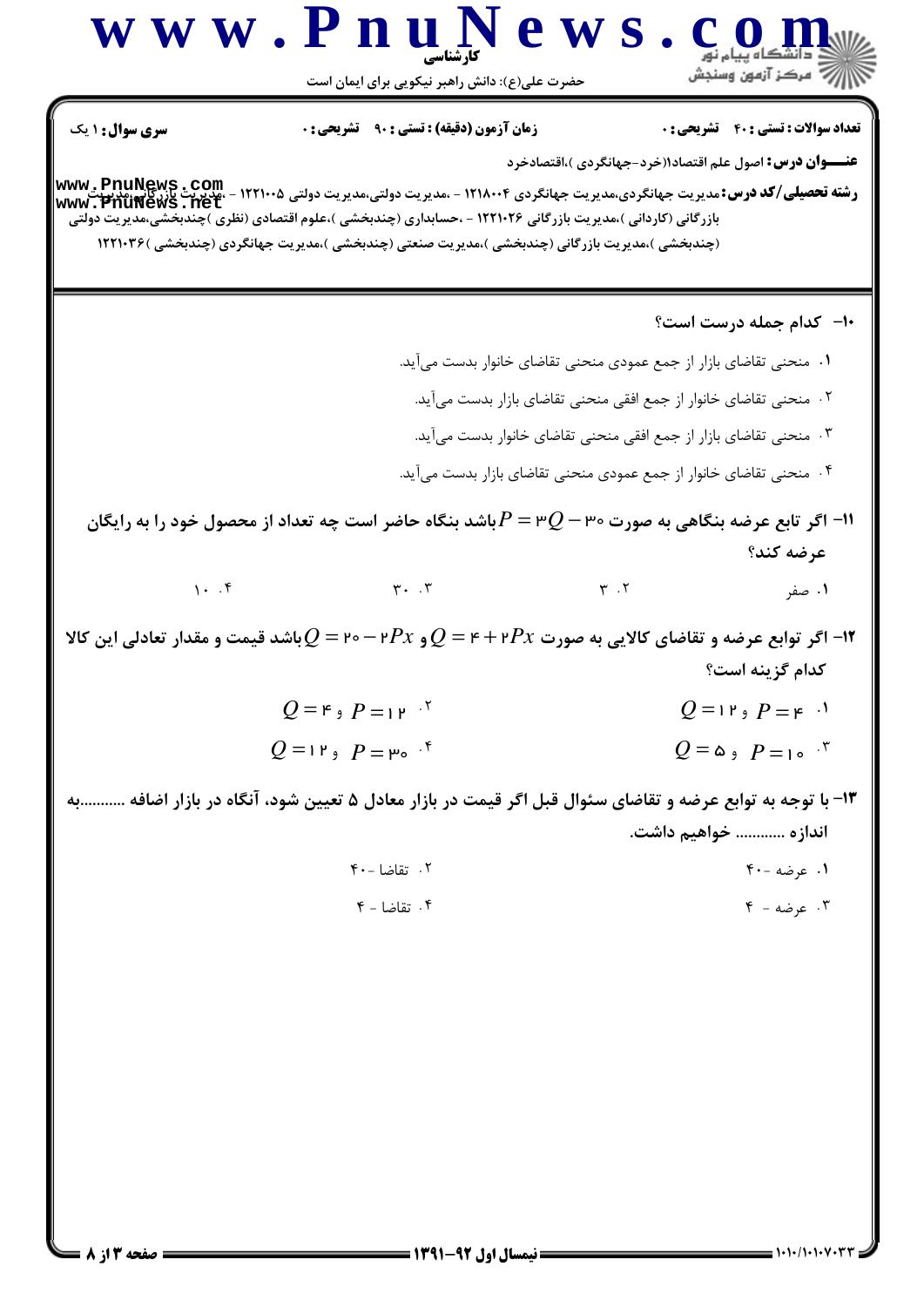**سری سوال:** ۱ یک | **زمان آزمون (دقیقه) : تستی : ۹۰ تشریحی : ۰** | **تعداد سوالات : تستی : ۴۰ تشریحی : ۰**

**عنـــوان درس:** اصول علم اقتصاد۱(خرد-جهانگردی )،اقتصادخرد

**رشته تحصیلی/کد درس:** مدیریت جهانگردی،مدیریت جهانگردی ۱۲۱۸۰۰۴ - ،مدیریت دولتی،مدیریت دولتی ۱۲۲۱۰۰۵ - ،مدیریت بازرگانی،مدیریت بازرگانی (کاردانی )،مدیریت بازرگانی ۱۲۲۱۰۲۶ - ،حسابداری (چندبخشی )،علوم اقتصادی (نظری )چندبخشی،مدیریت دولتی (چندبخشی )،مدیریت بازرگانی (چندبخشی )،مدیریت صنعتی (چندبخشی )،مدیریت جهانگردی (چندبخشی )۱۲۲۱۰۳۶

---

**۱۰- کدام جمله درست است؟**

۱. منحنی تقاضای بازار از جمع عمودی منحنی تقاضای خانوار بدست می‌آید.

۲. منحنی تقاضای خانوار از جمع افقی منحنی تقاضای بازار بدست می‌آید.

۳. منحنی تقاضای بازار از جمع افقی منحنی تقاضای خانوار بدست می‌آید.

۴. منحنی تقاضای خانوار از جمع عمودی منحنی تقاضای بازار بدست می‌آید.

**۱۱- اگر تابع عرضه بنگاهی به صورت $P = 3Q - 30$ باشد بنگاه حاضر است چه تعداد از محصول خود را به رایگان عرضه کند؟**

۱. صفر &nbsp;&nbsp;&nbsp; ۲. ۳ &nbsp;&nbsp;&nbsp; ۳. ۳۰ &nbsp;&nbsp;&nbsp; ۴. ۱۰

**۱۲- اگر توابع عرضه و تقاضای کالایی به صورت $Q = 4 + 2Px$ و $Q = 20 - 2Px$ باشد قیمت و مقدار تعادلی این کالا کدام گزینه است؟**

۱. $P = 4$ و $Q = 12$

۲. $P = 12$ و $Q = 4$

۳. $P = 10$ و $Q = 5$

۴. $P = 30$ و $Q = 12$

**۱۳- با توجه به توابع عرضه و تقاضای سؤال قبل اگر قیمت در بازار معادل ۵ تعیین شود، آنگاه در بازار اضافه ...........به اندازه ........... خواهیم داشت.**

۱. عرضه -۴۰

۲. تقاضا -۴۰

۳. عرضه - ۴

۴. تقاضا - ۴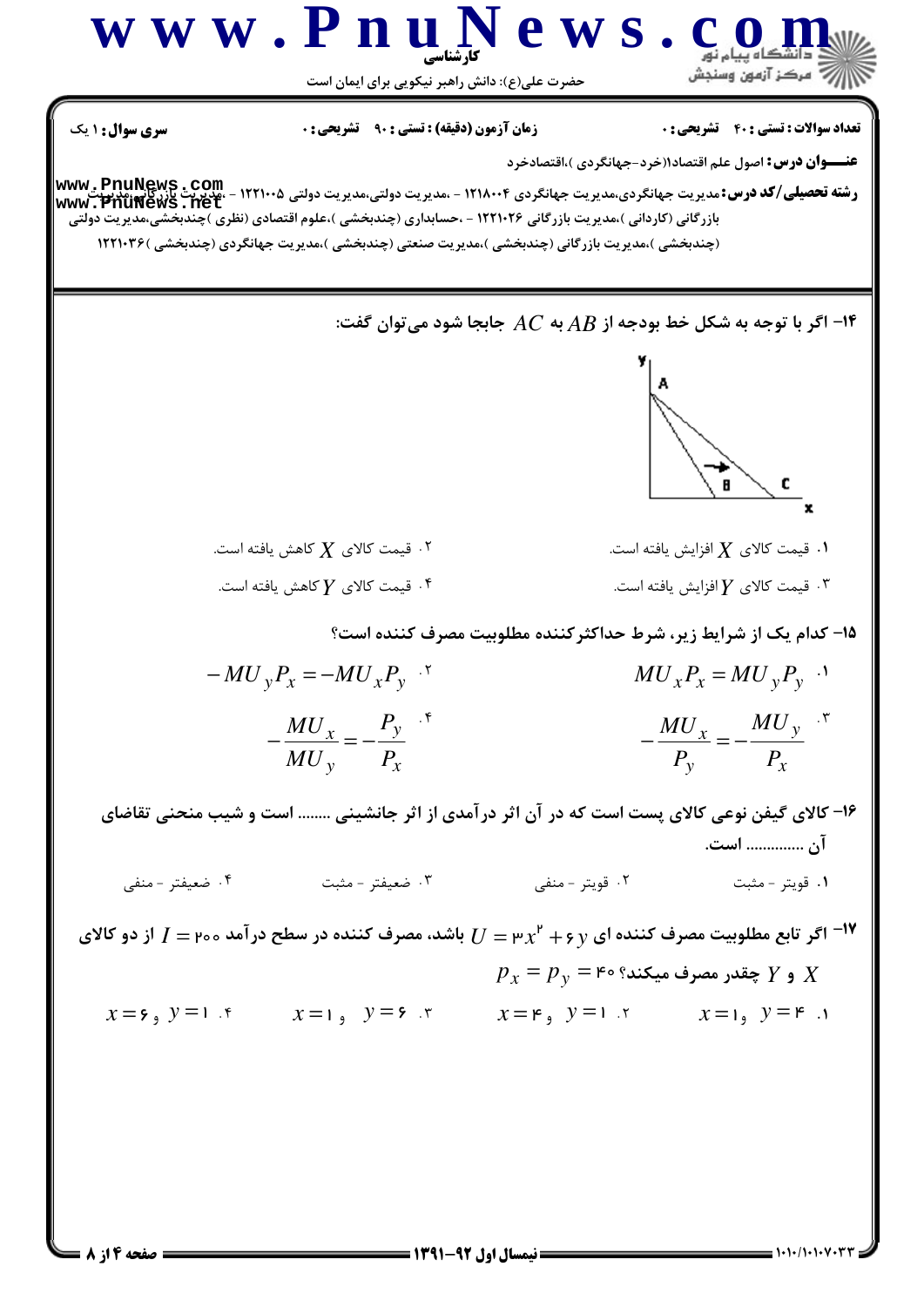**تعداد سوالات : تستی : ۴۰ تشریحی : ۰** | **زمان آزمون (دقیقه) : تستی : ۹۰ تشریحی : ۰** | **سری سوال : ۱ یک**

**عنـــوان درس:** اصول علم اقتصاد۱(خرد-جهانگردی )،اقتصادخرد

**رشته تحصیلی/کد درس:** مدیریت جهانگردی،مدیریت جهانگردی ۱۲۱۸۰۰۴ - ،مدیریت دولتی،مدیریت دولتی ۱۲۲۱۰۰۵ - ،مدیریت بازرگانی،مدیریت بازرگانی (کاردانی )،مدیریت بازرگانی ۱۲۲۱۰۲۶ - ،حسابداری (چندبخشی )،علوم اقتصادی (نظری )چندبخشی،مدیریت دولتی (چندبخشی )،مدیریت بازرگانی (چندبخشی )،مدیریت صنعتی (چندبخشی )،مدیریت جهانگردی (چندبخشی )۱۲۲۱۰۳۶

۱۴- اگر با توجه به شکل خط بودجه از $AB$ به $AC$ جابجا شود می‌توان گفت:

Y
A
B
C
X

۱. قیمت کالای $X$ افزایش یافته است.

۲. قیمت کالای $X$ کاهش یافته است.

۳. قیمت کالای $Y$ افزایش یافته است.

۴. قیمت کالای $Y$ کاهش یافته است.

۱۵- کدام یک از شرایط زیر، شرط حداکثرکننده مطلوبیت مصرف کننده است؟

۱. $MU_x P_x = MU_y P_y$

۲. $-MU_y P_x = -MU_x P_y$

۳. $-\frac{MU_x}{P_y} = -\frac{MU_y}{P_x}$

۴. $-\frac{MU_x}{MU_y} = -\frac{P_y}{P_x}$

۱۶- کالای گیفن نوعی کالای پست است که در آن اثر درآمدی از اثر جانشینی ........ است و شیب منحنی تقاضای آن ............. است.

۱. قویتر - مثبت

۲. قویتر - منفی

۳. ضعیفتر - مثبت

۴. ضعیفتر - منفی

۱۷- اگر تابع مطلوبیت مصرف کننده ای $U = ۳x^۲ + ۶y$ باشد، مصرف کننده در سطح درآمد $I = ۲۰۰$ از دو کالای $X$ و $Y$ چقدر مصرف میکند؟ $p_x = p_y = ۴۰$

۱. $x = ۱$ و $y = ۴$

۲. $x = ۴$ و $y = ۱$

۳. $x = ۱$ و $y = ۶$

۴. $x = ۶$ و $y = ۱$

**نیمسال اول ۹۲-۱۳۹۱**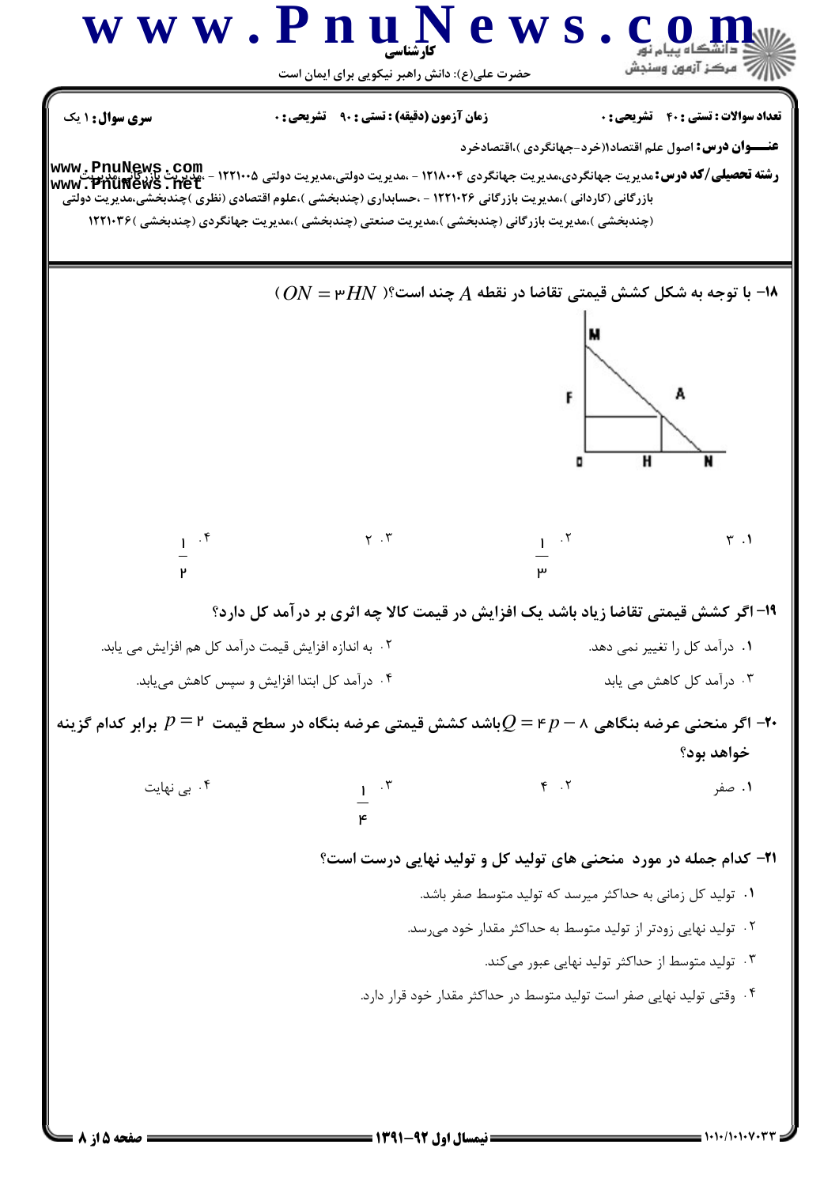**سری سوال:** ۱ یک

**زمان آزمون (دقیقه) :** تستی : ۹۰ تشریحی : ۰

**تعداد سوالات :** تستی : ۴۰ تشریحی : ۰

**عنـــوان درس:** اصول علم اقتصاد۱(خرد-جهانگردی )،اقتصادخرد

**رشته تحصیلی/کد درس:** مدیریت جهانگردی،مدیریت جهانگردی ۱۲۱۸۰۰۴ - ،مدیریت دولتی،مدیریت دولتی ۱۲۲۱۰۰۵ - ،مدیریت بازرگانی،مدیریت بازرگانی (کاردانی )،مدیریت بازرگانی ۱۲۲۱۰۲۶ - ،حسابداری (چندبخشی )،علوم اقتصادی (نظری )چندبخشی،مدیریت دولتی (چندبخشی )،مدیریت بازرگانی (چندبخشی )،مدیریت صنعتی (چندبخشی )،مدیریت جهانگردی (چندبخشی )۱۲۲۱۰۳۶

۱۸- با توجه به شکل کشش قیمتی تقاضا در نقطه $A$ چند است؟ ($ON = ۳HN$)

۱. ۳

۲. $\frac{1}{3}$

۳. ۲

۴. $\frac{1}{2}$

۱۹- اگر کشش قیمتی تقاضا زیاد باشد یک افزایش در قیمت کالا چه اثری بر درآمد کل دارد؟

۱. درآمد کل را تغییر نمی دهد.

۲. به اندازه افزایش قیمت درآمد کل هم افزایش می یابد.

۳. درآمد کل کاهش می یابد

۴. درآمد کل ابتدا افزایش و سپس کاهش می‌یابد.

۲۰- اگر منحنی عرضه بنگاهی $Q = ۴p - ۸$ باشد کشش قیمتی عرضه بنگاه در سطح قیمت $p = ۲$ برابر کدام گزینه خواهد بود؟

۱. صفر

۲. ۴

۳. $\frac{1}{4}$

۴. بی نهایت

۲۱- کدام جمله در مورد منحنی های تولید کل و تولید نهایی درست است؟

۱. تولید کل زمانی به حداکثر میرسد که تولید متوسط صفر باشد.

۲. تولید نهایی زودتر از تولید متوسط به حداکثر مقدار خود می‌رسد.

۳. تولید متوسط از حداکثر تولید نهایی عبور می‌کند.

۴. وقتی تولید نهایی صفر است تولید متوسط در حداکثر مقدار خود قرار دارد.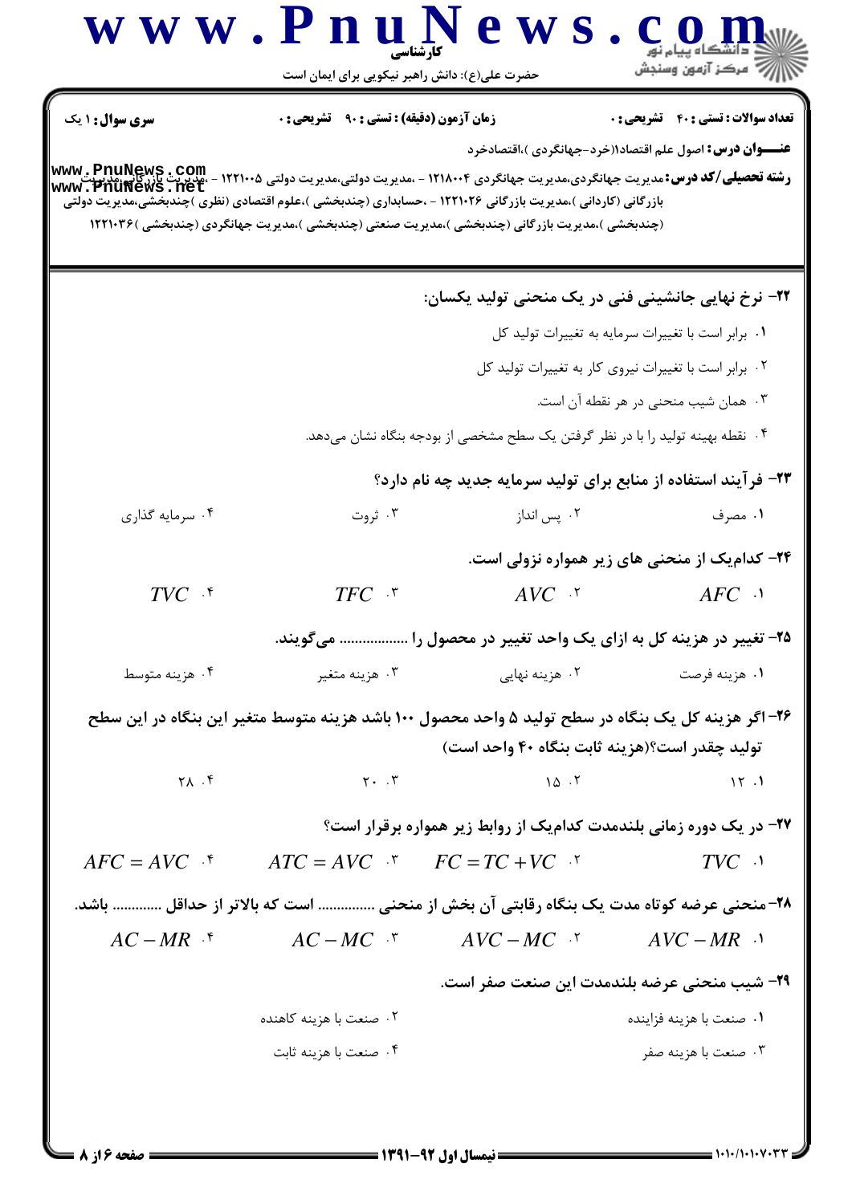**سری سوال:** ۱ یک

**زمان آزمون (دقیقه) : تستی :** ۹۰ **تشریحی :** ۰

**تعداد سوالات : تستی :** ۴۰ **تشریحی :** ۰

**عنـــوان درس:** اصول علم اقتصاد۱(خرد-جهانگردی )،اقتصادخرد

**رشته تحصیلی/کد درس:** مدیریت جهانگردی،مدیریت جهانگردی ۱۲۱۸۰۰۴ - ،مدیریت دولتی،مدیریت دولتی ۱۲۲۱۰۰۵ - ،مدیریت بازرگانی،مدیریت بازرگانی (کاردانی )،مدیریت بازرگانی ۱۲۲۱۰۲۶ - ،حسابداری (چندبخشی )،علوم اقتصادی (نظری )چندبخشی،مدیریت دولتی (چندبخشی )،مدیریت بازرگانی (چندبخشی )،مدیریت صنعتی (چندبخشی )،مدیریت جهانگردی (چندبخشی )۱۲۲۱۰۳۶

**۲۲- نرخ نهایی جانشینی فنی در یک منحنی تولید یکسان:**

۱. برابر است با تغییرات سرمایه به تغییرات تولید کل

۲. برابر است با تغییرات نیروی کار به تغییرات تولید کل

۳. همان شیب منحنی در هر نقطه آن است.

۴. نقطه بهینه تولید را با در نظر گرفتن یک سطح مشخصی از بودجه بنگاه نشان می‌دهد.

**۲۳- فرآیند استفاده از منابع برای تولید سرمایه جدید چه نام دارد؟**

۱. مصرف
۲. پس انداز
۳. ثروت
۴. سرمایه گذاری

**۲۴- کدام‌یک از منحنی های زیر همواره نزولی است.**

۱. $AFC$
۲. $AVC$
۳. $TFC$
۴. $TVC$

**۲۵- تغییر در هزینه کل به ازای یک واحد تغییر در محصول را .................. می‌گویند.**

۱. هزینه فرصت
۲. هزینه نهایی
۳. هزینه متغیر
۴. هزینه متوسط

**۲۶- اگر هزینه کل یک بنگاه در سطح تولید ۵ واحد محصول ۱۰۰ باشد هزینه متوسط متغیر این بنگاه در این سطح تولید چقدر است؟(هزینه ثابت بنگاه ۴۰ واحد است)**

۱. ۱۲
۲. ۱۵
۳. ۲۰
۴. ۲۸

**۲۷- در یک دوره زمانی بلندمدت کدام‌یک از روابط زیر همواره برقرار است؟**

۱. $TVC$
۲. $FC = TC + VC$
۳. $ATC = AVC$
۴. $AFC = AVC$

**۲۸-منحنی عرضه کوتاه مدت یک بنگاه رقابتی آن بخش از منحنی ............... است که بالاتر از حداقل ............. باشد.**

۱. $AVC - MR$
۲. $AVC - MC$
۳. $AC - MC$
۴. $AC - MR$

**۲۹- شیب منحنی عرضه بلندمدت این صنعت صفر است.**

۱. صنعت با هزینه فزاینده
۲. صنعت با هزینه کاهنده
۳. صنعت با هزینه صفر
۴. صنعت با هزینه ثابت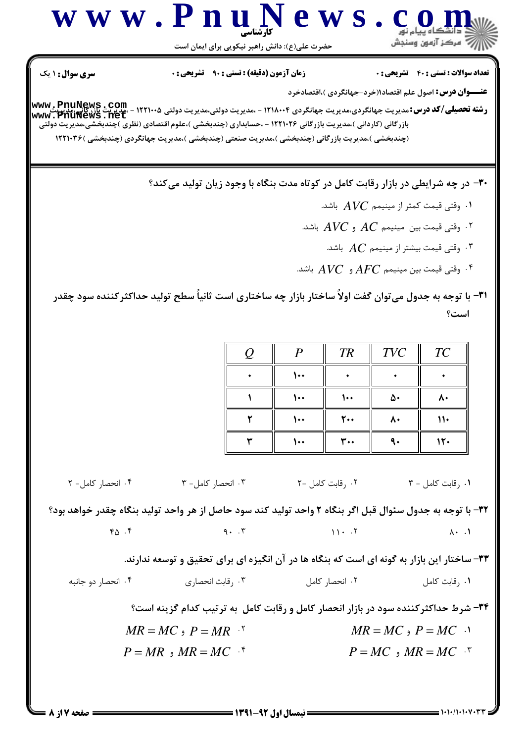**سری سوال:** ۱ یک | **زمان آزمون (دقیقه):** تستی: ۹۰ تشریحی: ۰ | **تعداد سوالات:** تستی: ۴۰ تشریحی: ۰

**عنــــوان درس:** اصول علم اقتصاد۱(خرد-جهانگردی )،اقتصادخرد

**رشته تحصیلی/کد درس:** مدیریت جهانگردی،مدیریت جهانگردی ۱۲۱۸۰۰۴ - ،مدیریت دولتی،مدیریت دولتی ۱۲۲۱۰۰۵ - ،مدیریت بازرگانی،مدیریت بازرگانی (کاردانی )،مدیریت بازرگانی ۱۲۲۱۰۲۶ - ،حسابداری (چندبخشی )،علوم اقتصادی (نظری )چندبخشی،مدیریت دولتی (چندبخشی )،مدیریت بازرگانی (چندبخشی )،مدیریت صنعتی (چندبخشی )،مدیریت جهانگردی (چندبخشی )۱۲۲۱۰۳۶

---

**۳۰- در چه شرایطی در بازار رقابت کامل در کوتاه مدت بنگاه با وجود زیان تولید می‌کند؟**

۱. وقتی قیمت کمتر از مینیمم $AVC$ باشد.

۲. وقتی قیمت بین مینیمم $AC$ و $AVC$ باشد.

۳. وقتی قیمت بیشتر از مینیمم $AC$ باشد.

۴. وقتی قیمت بین مینیمم $AFC$ و $AVC$ باشد.

**۳۱- با توجه به جدول می‌توان گفت اولاً ساختار بازار چه ساختاری است ثانیاً سطح تولید حداکثرکننده سود چقدر است؟**

| $Q$ | $P$ | $TR$ | $TVC$ | $TC$ |
|---|---|---|---|---|
| ۰ | ۱۰۰ | ۰ | ۰ | ۰ |
| ۱ | ۱۰۰ | ۱۰۰ | ۵۰ | ۸۰ |
| ۲ | ۱۰۰ | ۲۰۰ | ۸۰ | ۱۱۰ |
| ۳ | ۱۰۰ | ۳۰۰ | ۹۰ | ۱۲۰ |

۱. رقابت کامل - ۳

۲. رقابت کامل -۲

۳. انحصار کامل- ۳

۴. انحصار کامل- ۲

**۳۲- با توجه به جدول سئوال قبل اگر بنگاه ۲ واحد تولید کند سود حاصل از هر واحد تولید بنگاه چقدر خواهد بود؟**

۱. ۸۰

۲. ۱۱۰

۳. ۹۰

۴. ۴۵

**۳۳- ساختار این بازار به گونه ای است که بنگاه ها در آن انگیزه ای برای تحقیق و توسعه ندارند.**

۱. رقابت کامل

۲. انحصار کامل

۳. رقابت انحصاری

۴. انحصار دو جانبه

**۳۴- شرط حداکثرکننده سود در بازار انحصار کامل و رقابت کامل به ترتیب کدام گزینه است؟**

۱. $MR = MC$ و $P = MC$

۲. $MR = MC$ و $P = MR$

۳. $P = MC$ و $MR = MC$

۴. $P = MR$ و $MR = MC$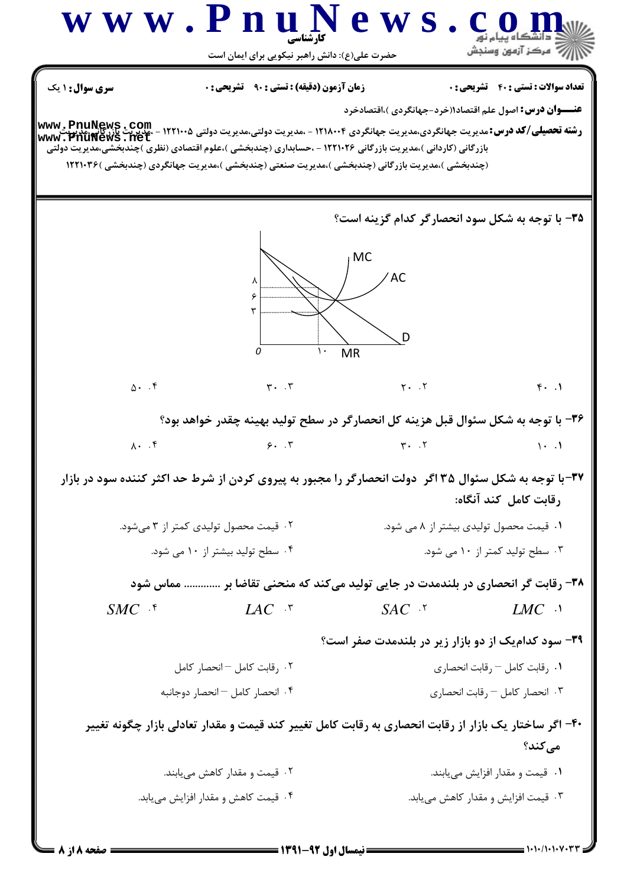**سری سوال:** ۱ یک

**زمان آزمون (دقیقه) : تستی : ۹۰ تشریحی : ۰**

**تعداد سوالات : تستی : ۴۰ تشریحی : ۰**

**عنـــوان درس:** اصول علم اقتصاد۱(خرد-جهانگردی )،اقتصادخرد

**رشته تحصیلی/کد درس:** مدیریت جهانگردی،مدیریت جهانگردی ۱۲۱۸۰۰۴ - ،مدیریت دولتی،مدیریت دولتی ۱۲۲۱۰۰۵ - ،مدیریت بازرگانی (کاردانی )،مدیریت بازرگانی ۱۲۲۱۰۲۶ - ،حسابداری (چندبخشی )،علوم اقتصادی (نظری )چندبخشی،مدیریت دولتی (چندبخشی )،مدیریت بازرگانی (چندبخشی )،مدیریت صنعتی (چندبخشی )،مدیریت جهانگردی (چندبخشی )۱۲۲۱۰۳۶

---

**۳۵- با توجه به شکل سود انحصارگر کدام گزینه است؟**

MC
AC
۸
۶
۳
D
0
۱۰
MR

۱. ۴۰ &nbsp;&nbsp;&nbsp; ۲. ۲۰ &nbsp;&nbsp;&nbsp; ۳. ۳۰ &nbsp;&nbsp;&nbsp; ۴. ۵۰

**۳۶- با توجه به شکل سئوال قبل هزینه کل انحصارگر در سطح تولید بهینه چقدر خواهد بود؟**

۱. ۱۰ &nbsp;&nbsp;&nbsp; ۲. ۳۰ &nbsp;&nbsp;&nbsp; ۳. ۶۰ &nbsp;&nbsp;&nbsp; ۴. ۸۰

**۳۷-با توجه به شکل سئوال ۳۵ اگر دولت انحصارگر را مجبور به پیروی کردن از شرط حد اکثر کننده سود در بازار رقابت کامل کند آنگاه:**

۱. قیمت محصول تولیدی بیشتر از ۸ می شود.

۲. قیمت محصول تولیدی کمتر از ۳ می‌شود.

۳. سطح تولید کمتر از ۱۰ می شود.

۴. سطح تولید بیشتر از ۱۰ می شود.

**۳۸- رقابت گر انحصاری در بلندمدت در جایی تولید می‌کند که منحنی تقاضا بر ............ مماس شود**

۱. $LMC$ &nbsp;&nbsp;&nbsp; ۲. $SAC$ &nbsp;&nbsp;&nbsp; ۳. $LAC$ &nbsp;&nbsp;&nbsp; ۴. $SMC$

**۳۹- سود کدام‌یک از دو بازار زیر در بلندمدت صفر است؟**

۱. رقابت کامل – رقابت انحصاری

۲. رقابت کامل – انحصار کامل

۳. انحصار کامل – رقابت انحصاری

۴. انحصار کامل – انحصار دوجانبه

**۴۰- اگر ساختار یک بازار از رقابت انحصاری به رقابت کامل تغییر کند قیمت و مقدار تعادلی بازار چگونه تغییر می‌کند؟**

۱. قیمت و مقدار افزایش می‌یابند.

۲. قیمت و مقدار کاهش می‌یابند.

۳. قیمت افزایش و مقدار کاهش می‌یابد.

۴. قیمت کاهش و مقدار افزایش می‌یابد.